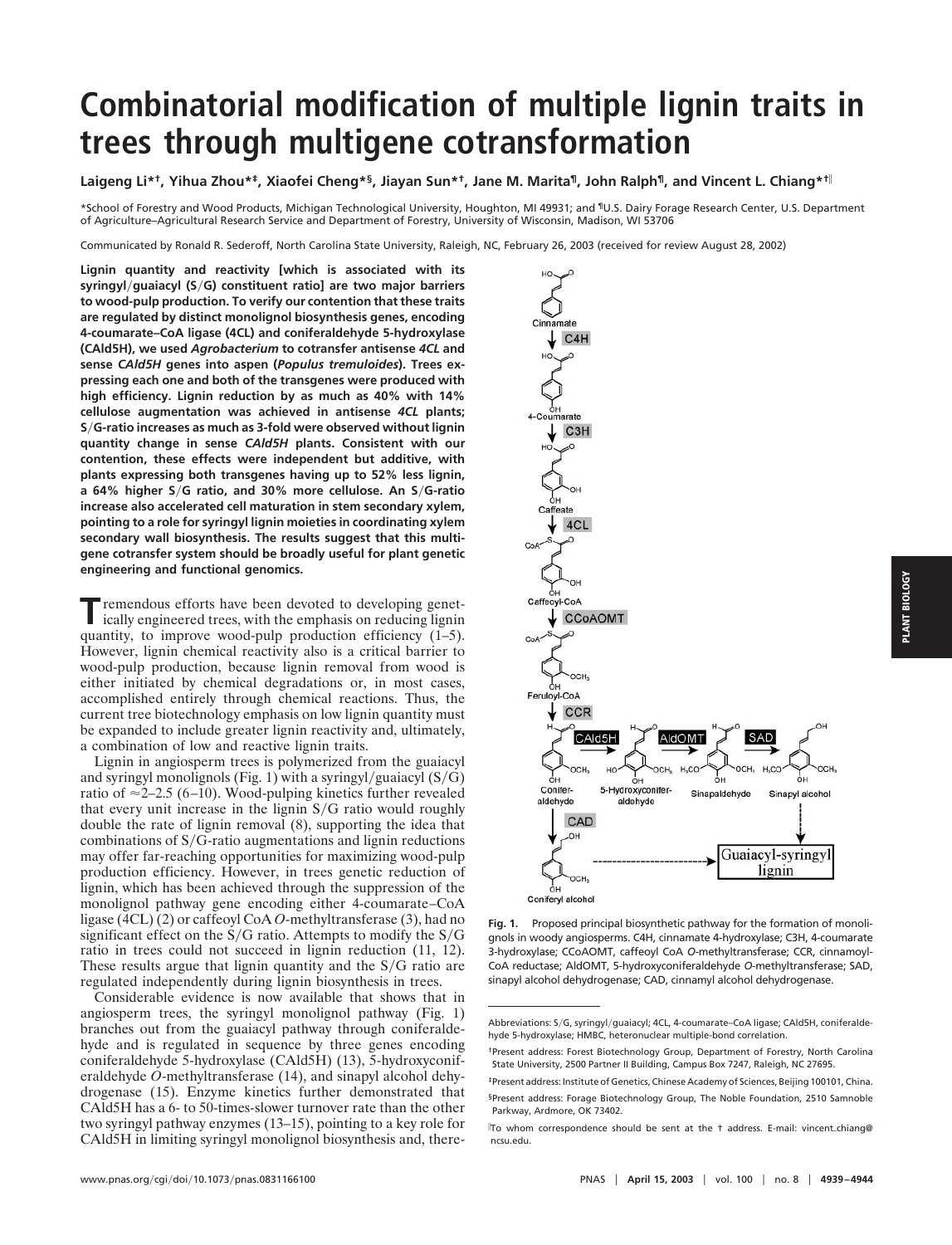# Combinatorial modification of multiple lignin traits in trees through multigene cotransformation

**Laigeng Li*†, Yihua Zhou*‡, Xiaofei Cheng*§, Jiayan Sun*†, Jane M. Marita¶, John Ralph¶, and Vincent L. Chiang*†‖**

*School of Forestry and Wood Products, Michigan Technological University, Houghton, MI 49931; and ¶U.S. Dairy Forage Research Center, U.S. Department of Agriculture–Agricultural Research Service and Department of Forestry, University of Wisconsin, Madison, WI 53706

Communicated by Ronald R. Sederoff, North Carolina State University, Raleigh, NC, February 26, 2003 (received for review August 28, 2002)

**Lignin quantity and reactivity [which is associated with its syringyl/guaiacyl (S/G) constituent ratio] are two major barriers to wood-pulp production. To verify our contention that these traits are regulated by distinct monolignol biosynthesis genes, encoding 4-coumarate–CoA ligase (4CL) and coniferaldehyde 5-hydroxylase (CAld5H), we used *Agrobacterium* to cotransfer antisense *4CL* and sense *CAld5H* genes into aspen (*Populus tremuloides*). Trees expressing each one and both of the transgenes were produced with high efficiency. Lignin reduction by as much as 40% with 14% cellulose augmentation was achieved in antisense *4CL* plants; S/G-ratio increases as much as 3-fold were observed without lignin quantity change in sense *CAld5H* plants. Consistent with our contention, these effects were independent but additive, with plants expressing both transgenes having up to 52% less lignin, a 64% higher S/G ratio, and 30% more cellulose. An S/G-ratio increase also accelerated cell maturation in stem secondary xylem, pointing to a role for syringyl lignin moieties in coordinating xylem secondary wall biosynthesis. The results suggest that this multigene cotransfer system should be broadly useful for plant genetic engineering and functional genomics.**

Tremendous efforts have been devoted to developing genetically engineered trees, with the emphasis on reducing lignin quantity, to improve wood-pulp production efficiency (1–5). However, lignin chemical reactivity also is a critical barrier to wood-pulp production, because lignin removal from wood is either initiated by chemical degradations or, in most cases, accomplished entirely through chemical reactions. Thus, the current tree biotechnology emphasis on low lignin quantity must be expanded to include greater lignin reactivity and, ultimately, a combination of low and reactive lignin traits.

Lignin in angiosperm trees is polymerized from the guaiacyl and syringyl monolignols (Fig. 1) with a syringyl/guaiacyl (S/G) ratio of ≈2–2.5 (6–10). Wood-pulping kinetics further revealed that every unit increase in the lignin S/G ratio would roughly double the rate of lignin removal (8), supporting the idea that combinations of S/G-ratio augmentations and lignin reductions may offer far-reaching opportunities for maximizing wood-pulp production efficiency. However, in trees genetic reduction of lignin, which has been achieved through the suppression of the monolignol pathway gene encoding either 4-coumarate–CoA ligase (4CL) (2) or caffeoyl CoA *O*-methyltransferase (3), had no significant effect on the S/G ratio. Attempts to modify the S/G ratio in trees could not succeed in lignin reduction (11, 12). These results argue that lignin quantity and the S/G ratio are regulated independently during lignin biosynthesis in trees.

Considerable evidence is now available that shows that in angiosperm trees, the syringyl monolignol pathway (Fig. 1) branches out from the guaiacyl pathway through coniferaldehyde and is regulated in sequence by three genes encoding coniferaldehyde 5-hydroxylase (CAld5H) (13), 5-hydroxyconiferaldehyde *O*-methyltransferase (14), and sinapyl alcohol dehydrogenase (15). Enzyme kinetics further demonstrated that CAld5H has a 6- to 50-times-slower turnover rate than the other two syringyl pathway enzymes (13–15), pointing to a key role for CAld5H in limiting syringyl monolignol biosynthesis and, there-

**Fig. 1.** Proposed principal biosynthetic pathway for the formation of monolignols in woody angiosperms. C4H, cinnamate 4-hydroxylase; C3H, 4-coumarate 3-hydroxylase; CCoAOMT, caffeoyl CoA *O*-methyltransferase; CCR, cinnamoyl-CoA reductase; AldOMT, 5-hydroxyconiferaldehyde *O*-methyltransferase; SAD, sinapyl alcohol dehydrogenase; CAD, cinnamyl alcohol dehydrogenase.

Abbreviations: S/G, syringyl/guaiacyl; 4CL, 4-coumarate–CoA ligase; CAld5H, coniferaldehyde 5-hydroxylase; HMBC, heteronuclear multiple-bond correlation.

†Present address: Forest Biotechnology Group, Department of Forestry, North Carolina State University, 2500 Partner II Building, Campus Box 7247, Raleigh, NC 27695.

‡Present address: Institute of Genetics, Chinese Academy of Sciences, Beijing 100101, China.

§Present address: Forage Biotechnology Group, The Noble Foundation, 2510 Samnoble Parkway, Ardmore, OK 73402.

‖To whom correspondence should be sent at the † address. E-mail: vincent_chiang@ncsu.edu.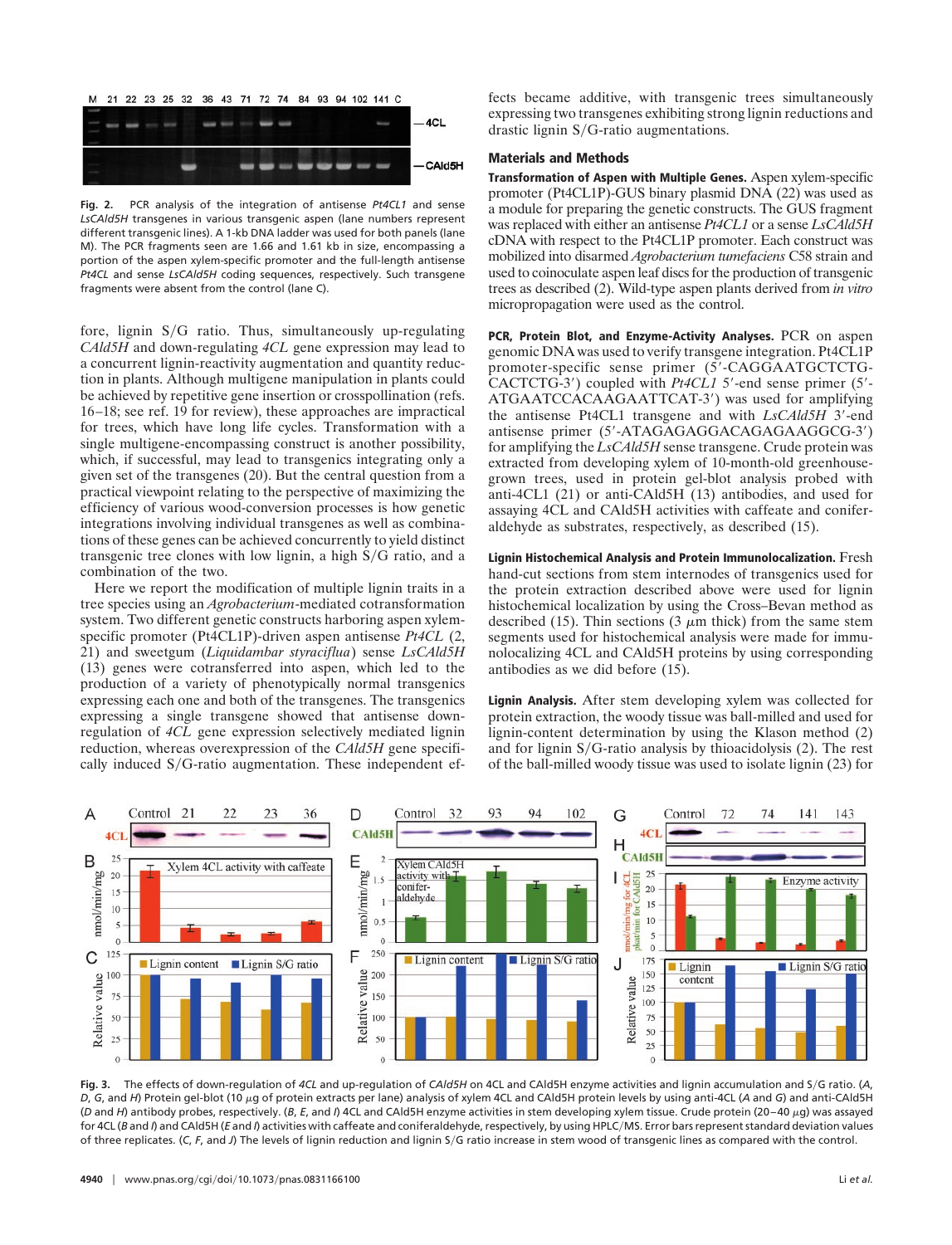Fig. 2. PCR analysis of the integration of antisense *Pt4CL1* and sense *LsCAld5H* transgenes in various transgenic aspen (lane numbers represent different transgenic lines). A 1-kb DNA ladder was used for both panels (lane M). The PCR fragments seen are 1.66 and 1.61 kb in size, encompassing a portion of the aspen xylem-specific promoter and the full-length antisense *Pt4CL* and sense *LsCAld5H* coding sequences, respectively. Such transgene fragments were absent from the control (lane C).

fore, lignin S/G ratio. Thus, simultaneously up-regulating *CAld5H* and down-regulating *4CL* gene expression may lead to a concurrent lignin-reactivity augmentation and quantity reduction in plants. Although multigene manipulation in plants could be achieved by repetitive gene insertion or crosspollination (refs. 16–18; see ref. 19 for review), these approaches are impractical for trees, which have long life cycles. Transformation with a single multigene-encompassing construct is another possibility, which, if successful, may lead to transgenics integrating only a given set of the transgenes (20). But the central question from a practical viewpoint relating to the perspective of maximizing the efficiency of various wood-conversion processes is how genetic integrations involving individual transgenes as well as combinations of these genes can be achieved concurrently to yield distinct transgenic tree clones with low lignin, a high S/G ratio, and a combination of the two.

Here we report the modification of multiple lignin traits in a tree species using an *Agrobacterium*-mediated cotransformation system. Two different genetic constructs harboring aspen xylem-specific promoter (Pt4CL1P)-driven aspen antisense *Pt4CL* (2, 21) and sweetgum (*Liquidambar styraciflua*) sense *LsCAld5H* (13) genes were cotransferred into aspen, which led to the production of a variety of phenotypically normal transgenics expressing each one and both of the transgenes. The transgenics expressing a single transgene showed that antisense down-regulation of *4CL* gene expression selectively mediated lignin reduction, whereas overexpression of the *CAld5H* gene specifically induced S/G-ratio augmentation. These independent effects became additive, with transgenic trees simultaneously expressing two transgenes exhibiting strong lignin reductions and drastic lignin S/G-ratio augmentations.

## Materials and Methods

**Transformation of Aspen with Multiple Genes.** Aspen xylem-specific promoter (Pt4CL1P)-GUS binary plasmid DNA (22) was used as a module for preparing the genetic constructs. The GUS fragment was replaced with either an antisense *Pt4CL1* or a sense *LsCAld5H* cDNA with respect to the Pt4CL1P promoter. Each construct was mobilized into disarmed *Agrobacterium tumefaciens* C58 strain and used to coinoculate aspen leaf discs for the production of transgenic trees as described (2). Wild-type aspen plants derived from *in vitro* micropropagation were used as the control.

**PCR, Protein Blot, and Enzyme-Activity Analyses.** PCR on aspen genomic DNA was used to verify transgene integration. Pt4CL1P promoter-specific sense primer (5′-CAGGAATGCTCTGCACTCTG-3′) coupled with *Pt4CL1* 5′-end sense primer (5′-ATGAATCCACAAGAATTCAT-3′) was used for amplifying the antisense Pt4CL1 transgene and with *LsCAld5H* 3′-end antisense primer (5′-ATAGAGAGGACAGAGAAGGCG-3′) for amplifying the *LsCAld5H* sense transgene. Crude protein was extracted from developing xylem of 10-month-old greenhouse-grown trees, used in protein gel-blot analysis probed with anti-4CL1 (21) or anti-CAld5H (13) antibodies, and used for assaying 4CL and CAld5H activities with caffeate and coniferaldehyde as substrates, respectively, as described (15).

**Lignin Histochemical Analysis and Protein Immunolocalization.** Fresh hand-cut sections from stem internodes of transgenics used for the protein extraction described above were used for lignin histochemical localization by using the Cross–Bevan method as described (15). Thin sections (3 $\mu$m thick) from the same stem segments used for histochemical analysis were made for immunolocalizing 4CL and CAld5H proteins by using corresponding antibodies as we did before (15).

**Lignin Analysis.** After stem developing xylem was collected for protein extraction, the woody tissue was ball-milled and used for lignin-content determination by using the Klason method (2) and for lignin S/G-ratio analysis by thioacidolysis (2). The rest of the ball-milled woody tissue was used to isolate lignin (23) for

Fig. 3. The effects of down-regulation of *4CL* and up-regulation of *CAld5H* on 4CL and CAld5H enzyme activities and lignin accumulation and S/G ratio. (*A*, *D*, *G*, and *H*) Protein gel-blot (10 $\mu$g of protein extracts per lane) analysis of xylem 4CL and CAld5H protein levels by using anti-4CL (*A* and *G*) and anti-CAld5H (*D* and *H*) antibody probes, respectively. (*B*, *E*, and *I*) 4CL and CAld5H enzyme activities in stem developing xylem tissue. Crude protein (20–40 $\mu$g) was assayed for 4CL (*B* and *I*) and CAld5H (*E* and *I*) activities with caffeate and coniferaldehyde, respectively, by using HPLC/MS. Error bars represent standard deviation values of three replicates. (*C*, *F*, and *J*) The levels of lignin reduction and lignin S/G ratio increase in stem wood of transgenic lines as compared with the control.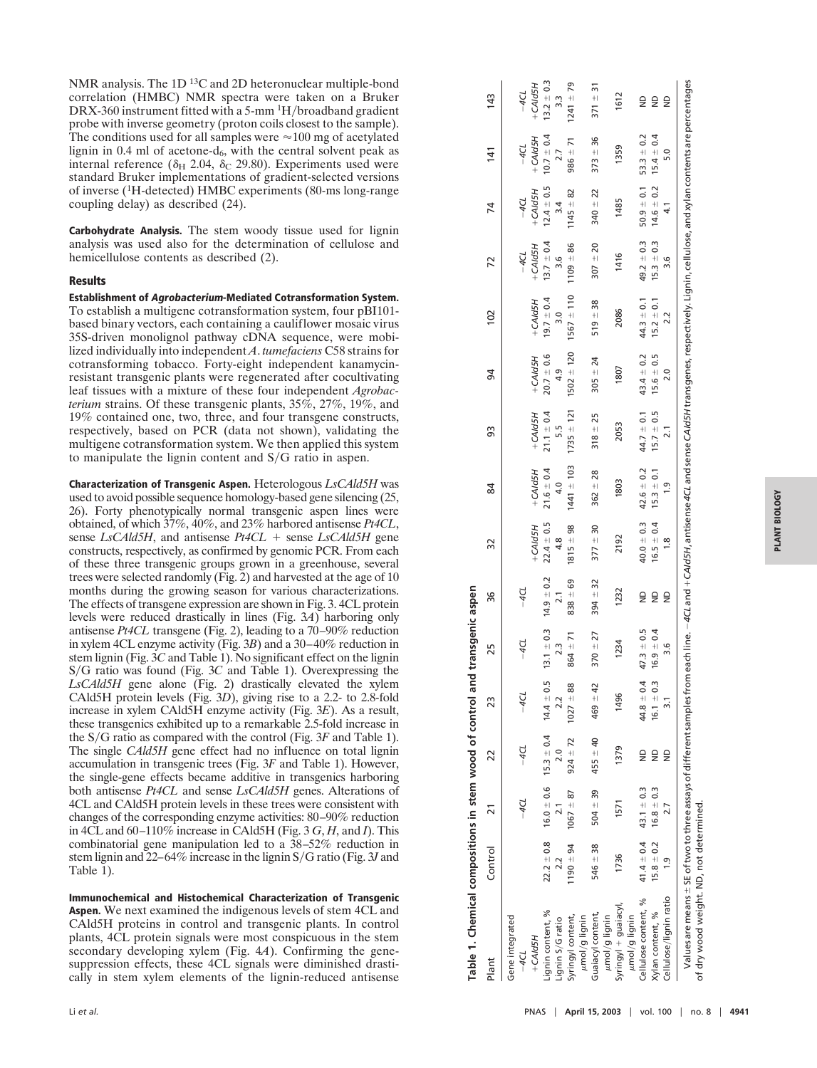NMR analysis. The 1D $^{13}$C and 2D heteronuclear multiple-bond correlation (HMBC) NMR spectra were taken on a Bruker DRX-360 instrument fitted with a 5-mm $^{1}$H/broadband gradient probe with inverse geometry (proton coils closest to the sample). The conditions used for all samples were ≈100 mg of acetylated lignin in 0.4 ml of acetone-d$_6$, with the central solvent peak as internal reference ($\delta_H$ 2.04, $\delta_C$ 29.80). Experiments used were standard Bruker implementations of gradient-selected versions of inverse ($^{1}$H-detected) HMBC experiments (80-ms long-range coupling delay) as described (24).

**Carbohydrate Analysis.** The stem woody tissue used for lignin analysis was used also for the determination of cellulose and hemicellulose contents as described (2).

## Results

**Establishment of *Agrobacterium*-Mediated Cotransformation System.** To establish a multigene cotransformation system, four pBI101-based binary vectors, each containing a cauliflower mosaic virus 35S-driven monolignol pathway cDNA sequence, were mobilized individually into independent *A. tumefaciens* C58 strains for cotransforming tobacco. Forty-eight independent kanamycin-resistant transgenic plants were regenerated after cocultivating leaf tissues with a mixture of these four independent *Agrobacterium* strains. Of these transgenic plants, 35%, 27%, 19%, and 19% contained one, two, three, and four transgene constructs, respectively, based on PCR (data not shown), validating the multigene cotransformation system. We then applied this system to manipulate the lignin content and S/G ratio in aspen.

**Characterization of Transgenic Aspen.** Heterologous *LsCAld5H* was used to avoid possible sequence homology-based gene silencing (25, 26). Forty phenotypically normal transgenic aspen lines were obtained, of which 37%, 40%, and 23% harbored antisense *Pt4CL*, sense *LsCAld5H*, and antisense *Pt4CL* + sense *LsCAld5H* gene constructs, respectively, as confirmed by genomic PCR. From each of these three transgenic groups grown in a greenhouse, several trees were selected randomly (Fig. 2) and harvested at the age of 10 months during the growing season for various characterizations. The effects of transgene expression are shown in Fig. 3. 4CL protein levels were reduced drastically in lines (Fig. 3*A*) harboring only antisense *Pt4CL* transgene (Fig. 2), leading to a 70–90% reduction in xylem 4CL enzyme activity (Fig. 3*B*) and a 30–40% reduction in stem lignin (Fig. 3*C* and Table 1). No significant effect on the lignin S/G ratio was found (Fig. 3*C* and Table 1). Overexpressing the *LsCAld5H* gene alone (Fig. 2) drastically elevated the xylem CAld5H protein levels (Fig. 3*D*), giving rise to a 2.2- to 2.8-fold increase in xylem CAld5H enzyme activity (Fig. 3*E*). As a result, these transgenics exhibited up to a remarkable 2.5-fold increase in the S/G ratio as compared with the control (Fig. 3*F* and Table 1). The single *CAld5H* gene effect had no influence on total lignin accumulation in transgenic trees (Fig. 3*F* and Table 1). However, the single-gene effects became additive in transgenics harboring both antisense *Pt4CL* and sense *LsCAld5H* genes. Alterations of 4CL and CAld5H protein levels in these trees were consistent with changes of the corresponding enzyme activities: 80–90% reduction in 4CL and 60–110% increase in CAld5H (Fig. 3 *G*, *H*, and *I*). This combinatorial gene manipulation led to a 38–52% reduction in stem lignin and 22–64% increase in the lignin S/G ratio (Fig. 3*J* and Table 1).

**Immunochemical and Histochemical Characterization of Transgenic Aspen.** We next examined the indigenous levels of stem 4CL and CAld5H proteins in control and transgenic plants. In control plants, 4CL protein signals were most conspicuous in the stem secondary developing xylem (Fig. 4*A*). Confirming the gene-suppression effects, these 4CL signals were diminished drastically in stem xylem elements of the lignin-reduced antisense

**Table 1. Chemical compositions in stem wood of control and transgenic aspen**

| Plant | Control | 21 | 22 | 23 | 25 | 36 | 32 | 84 | 93 | 94 | 102 | 72 | 74 | 141 | 143 |
|---|---|---|---|---|---|---|---|---|---|---|---|---|---|---|---|
| Gene integrated | | | | | | | | | | | | | | | |
| −4CL | | −4CL | −4CL | −4CL | −4CL | −4CL | | | | | | −4CL | −4CL | −4CL | −4CL |
| +CAld5H | | | | | | | +CAld5H | +CAld5H | +CAld5H | +CAld5H | +CAld5H | +CAld5H | +CAld5H | +CAld5H | +CAld5H |
| Lignin content, % | 22.2 ± 0.8 | 16.0 ± 0.6 | 15.3 ± 0.4 | 14.4 ± 0.5 | 13.1 ± 0.3 | 14.9 ± 0.2 | 22.4 ± 0.5 | 21.6 ± 0.4 | 21.1 ± 0.4 | 20.7 ± 0.6 | 19.7 ± 0.4 | 13.7 ± 0.4 | 12.4 ± 0.5 | 10.7 ± 0.4 | 13.2 ± 0.3 |
| Lignin S/G ratio | 2.2 | 2.1 | 2.0 | 2.2 | 2.3 | 2.1 | 4.8 | 4.0 | 5.5 | 4.9 | 3.0 | 3.6 | 3.4 | 2.7 | 3.3 |
| Syringyl content, μmol/g lignin | 1190 ± 94 | 1067 ± 87 | 924 ± 72 | 1027 ± 88 | 864 ± 71 | 838 ± 69 | 1815 ± 98 | 1441 ± 103 | 1735 ± 121 | 1502 ± 120 | 1567 ± 110 | 1109 ± 86 | 1145 ± 82 | 986 ± 71 | 1241 ± 79 |
| Guaiacyl content, μmol/g lignin | 546 ± 38 | 504 ± 39 | 455 ± 40 | 469 ± 42 | 370 ± 27 | 394 ± 32 | 377 ± 30 | 362 ± 28 | 318 ± 25 | 305 ± 24 | 519 ± 38 | 307 ± 20 | 340 ± 22 | 373 ± 36 | 371 ± 31 |
| Syringyl + guaiacyl, μmol/g lignin | 1736 | 1571 | 1379 | 1496 | 1234 | 1232 | 2192 | 1803 | 2053 | 1807 | 2086 | 1416 | 1485 | 1359 | 1612 |
| Cellulose content, % | 41.4 ± 0.4 | 43.1 ± 0.3 | ND | 44.8 ± 0.4 | 47.3 ± 0.5 | ND | 40.0 ± 0.3 | 42.6 ± 0.2 | 44.7 ± 0.1 | 43.4 ± 0.2 | 44.3 ± 0.1 | 49.2 ± 0.3 | 50.9 ± 0.1 | 53.3 ± 0.2 | ND |
| Xylan content, % | 15.8 ± 0.2 | 16.8 ± 0.3 | ND | 16.1 ± 0.3 | 16.9 ± 0.4 | ND | 16.5 ± 0.4 | 15.3 ± 0.1 | 15.7 ± 0.5 | 15.6 ± 0.5 | 15.2 ± 0.1 | 15.3 ± 0.3 | 14.6 ± 0.2 | 15.4 ± 0.4 | ND |
| Cellulose/lignin ratio | 1.9 | 2.7 | ND | 3.1 | 3.6 | ND | 1.8 | 1.9 | 2.1 | 2.0 | 2.2 | 3.6 | 4.1 | 5.0 | ND |

Values are means ± SE of two to three assays of different samples from each line. −4CL and +CAld5H, antisense 4CL and sense CAld5H transgenes, respectively. Lignin, cellulose, and xylan contents are percentages of dry wood weight. ND, not determined.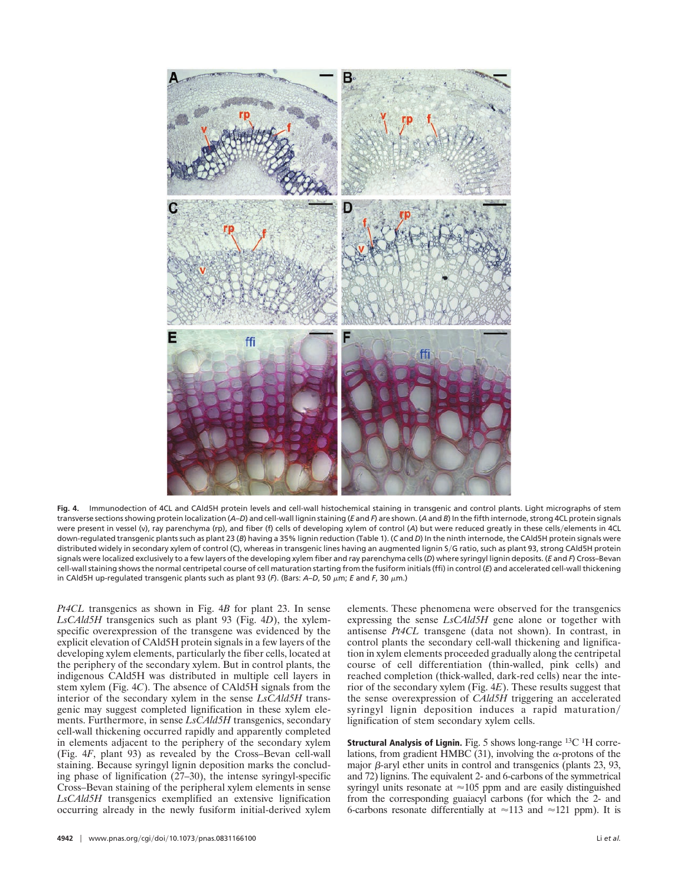**Fig. 4.** Immunodection of 4CL and CAld5H protein levels and cell-wall histochemical staining in transgenic and control plants. Light micrographs of stem transverse sections showing protein localization (*A*–*D*) and cell-wall lignin staining (*E* and *F*) are shown. (*A* and *B*) In the fifth internode, strong 4CL protein signals were present in vessel (v), ray parenchyma (rp), and fiber (f) cells of developing xylem of control (*A*) but were reduced greatly in these cells/elements in 4CL down-regulated transgenic plants such as plant 23 (*B*) having a 35% lignin reduction (Table 1). (*C* and *D*) In the ninth internode, the CAld5H protein signals were distributed widely in secondary xylem of control (*C*), whereas in transgenic lines having an augmented lignin S/G ratio, such as plant 93, strong CAld5H protein signals were localized exclusively to a few layers of the developing xylem fiber and ray parenchyma cells (*D*) where syringyl lignin deposits. (*E* and *F*) Cross–Bevan cell-wall staining shows the normal centripetal course of cell maturation starting from the fusiform initials (ffi) in control (*E*) and accelerated cell-wall thickening in CAld5H up-regulated transgenic plants such as plant 93 (*F*). (Bars: *A*–*D*, 50 μm; *E* and *F*, 30 μm.)

*Pt4CL* transgenics as shown in Fig. 4*B* for plant 23. In sense *LsCAld5H* transgenics such as plant 93 (Fig. 4*D*), the xylem-specific overexpression of the transgene was evidenced by the explicit elevation of CAld5H protein signals in a few layers of the developing xylem elements, particularly the fiber cells, located at the periphery of the secondary xylem. But in control plants, the indigenous CAld5H was distributed in multiple cell layers in stem xylem (Fig. 4*C*). The absence of CAld5H signals from the interior of the secondary xylem in the sense *LsCAld5H* transgenic may suggest completed lignification in these xylem elements. Furthermore, in sense *LsCAld5H* transgenics, secondary cell-wall thickening occurred rapidly and apparently completed in elements adjacent to the periphery of the secondary xylem (Fig. 4*F*, plant 93) as revealed by the Cross–Bevan cell-wall staining. Because syringyl lignin deposition marks the concluding phase of lignification (27–30), the intense syringyl-specific Cross–Bevan staining of the peripheral xylem elements in sense *LsCAld5H* transgenics exemplified an extensive lignification occurring already in the newly fusiform initial-derived xylem elements. These phenomena were observed for the transgenics expressing the sense *LsCAld5H* gene alone or together with antisense *Pt4CL* transgene (data not shown). In contrast, in control plants the secondary cell-wall thickening and lignification in xylem elements proceeded gradually along the centripetal course of cell differentiation (thin-walled, pink cells) and reached completion (thick-walled, dark-red cells) near the interior of the secondary xylem (Fig. 4*E*). These results suggest that the sense overexpression of *CAld5H* triggering an accelerated syringyl lignin deposition induces a rapid maturation/lignification of stem secondary xylem cells.

**Structural Analysis of Lignin.** Fig. 5 shows long-range $^{13}C$ $^{1}H$ correlations, from gradient HMBC (31), involving the α-protons of the major β-aryl ether units in control and transgenics (plants 23, 93, and 72) lignins. The equivalent 2- and 6-carbons of the symmetrical syringyl units resonate at ≈105 ppm and are easily distinguished from the corresponding guaiacyl carbons (for which the 2- and 6-carbons resonate differentially at ≈113 and ≈121 ppm). It is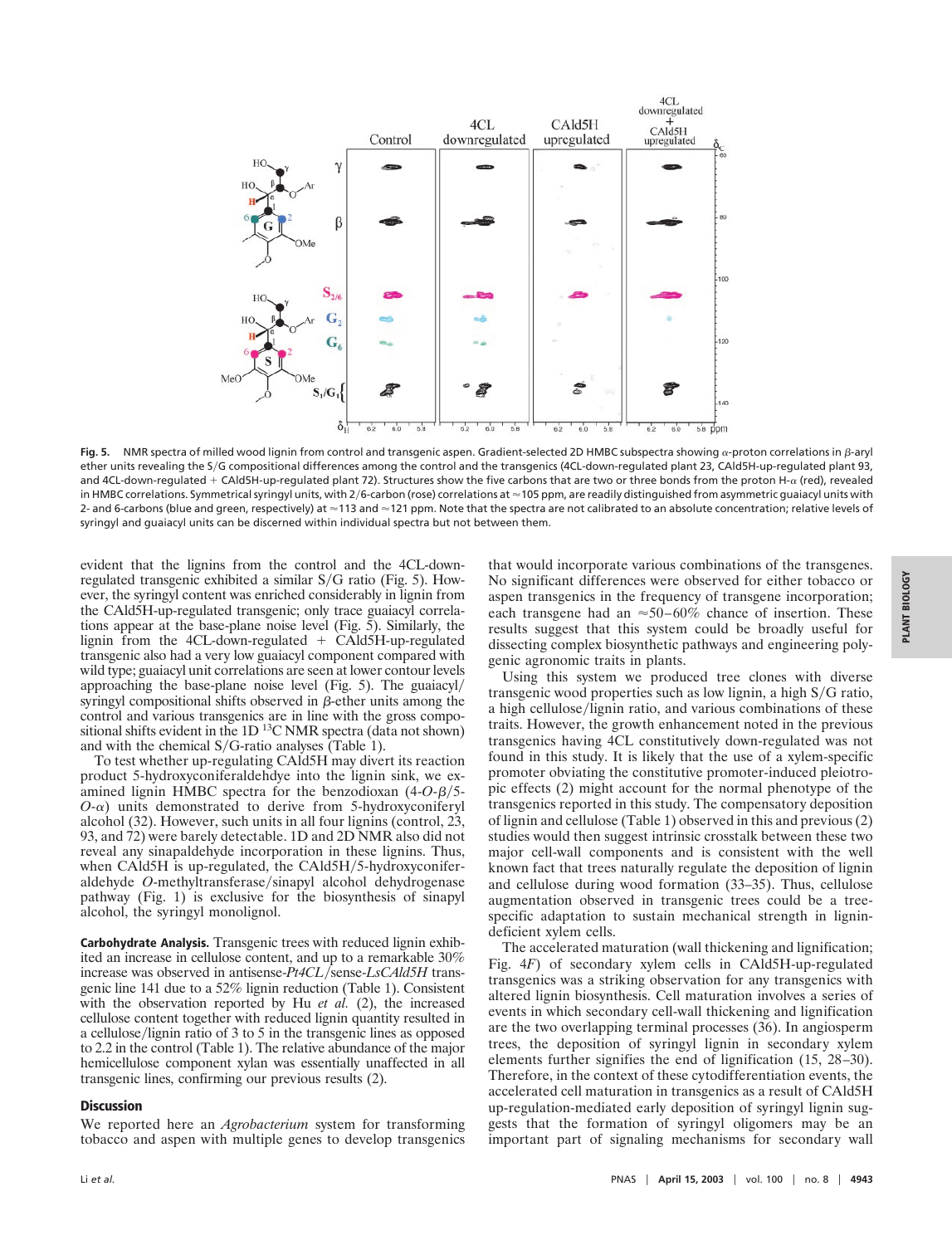**Fig. 5.** NMR spectra of milled wood lignin from control and transgenic aspen. Gradient-selected 2D HMBC subspectra showing α-proton correlations in β-aryl ether units revealing the S/G compositional differences among the control and the transgenics (4CL-down-regulated plant 23, CAld5H-up-regulated plant 93, and 4CL-down-regulated + CAld5H-up-regulated plant 72). Structures show the five carbons that are two or three bonds from the proton H-α (red), revealed in HMBC correlations. Symmetrical syringyl units, with 2/6-carbon (rose) correlations at ≈105 ppm, are readily distinguished from asymmetric guaiacyl units with 2- and 6-carbons (blue and green, respectively) at ≈113 and ≈121 ppm. Note that the spectra are not calibrated to an absolute concentration; relative levels of syringyl and guaiacyl units can be discerned within individual spectra but not between them.

evident that the lignins from the control and the 4CL-down-regulated transgenic exhibited a similar S/G ratio (Fig. 5). However, the syringyl content was enriched considerably in lignin from the CAld5H-up-regulated transgenic; only trace guaiacyl correlations appear at the base-plane noise level (Fig. 5). Similarly, the lignin from the 4CL-down-regulated + CAld5H-up-regulated transgenic also had a very low guaiacyl component compared with wild type; guaiacyl unit correlations are seen at lower contour levels approaching the base-plane noise level (Fig. 5). The guaiacyl/syringyl compositional shifts observed in β-ether units among the control and various transgenics are in line with the gross compositional shifts evident in the 1D $^{13}C$ NMR spectra (data not shown) and with the chemical S/G-ratio analyses (Table 1).

To test whether up-regulating CAld5H may divert its reaction product 5-hydroxyconiferaldehdye into the lignin sink, we examined lignin HMBC spectra for the benzodioxan (4-*O*-β/5-*O*-α) units demonstrated to derive from 5-hydroxyconiferyl alcohol (32). However, such units in all four lignins (control, 23, 93, and 72) were barely detectable. 1D and 2D NMR also did not reveal any sinapaldehyde incorporation in these lignins. Thus, when CAld5H is up-regulated, the CAld5H/5-hydroxyconiferaldehyde *O*-methyltransferase/sinapyl alcohol dehydrogenase pathway (Fig. 1) is exclusive for the biosynthesis of sinapyl alcohol, the syringyl monolignol.

**Carbohydrate Analysis.** Transgenic trees with reduced lignin exhibited an increase in cellulose content, and up to a remarkable 30% increase was observed in antisense-*Pt4CL*/sense-*LsCAld5H* transgenic line 141 due to a 52% lignin reduction (Table 1). Consistent with the observation reported by Hu *et al.* (2), the increased cellulose content together with reduced lignin quantity resulted in a cellulose/lignin ratio of 3 to 5 in the transgenic lines as opposed to 2.2 in the control (Table 1). The relative abundance of the major hemicellulose component xylan was essentially unaffected in all transgenic lines, confirming our previous results (2).

## Discussion

We reported here an *Agrobacterium* system for transforming tobacco and aspen with multiple genes to develop transgenics that would incorporate various combinations of the transgenes. No significant differences were observed for either tobacco or aspen transgenics in the frequency of transgene incorporation; each transgene had an ≈50–60% chance of insertion. These results suggest that this system could be broadly useful for dissecting complex biosynthetic pathways and engineering polygenic agronomic traits in plants.

Using this system we produced tree clones with diverse transgenic wood properties such as low lignin, a high S/G ratio, a high cellulose/lignin ratio, and various combinations of these traits. However, the growth enhancement noted in the previous transgenics having 4CL constitutively down-regulated was not found in this study. It is likely that the use of a xylem-specific promoter obviating the constitutive promoter-induced pleiotropic effects (2) might account for the normal phenotype of the transgenics reported in this study. The compensatory deposition of lignin and cellulose (Table 1) observed in this and previous (2) studies would then suggest intrinsic crosstalk between these two major cell-wall components and is consistent with the well known fact that trees naturally regulate the deposition of lignin and cellulose during wood formation (33–35). Thus, cellulose augmentation observed in transgenic trees could be a tree-specific adaptation to sustain mechanical strength in lignin-deficient xylem cells.

The accelerated maturation (wall thickening and lignification; Fig. 4*F*) of secondary xylem cells in CAld5H-up-regulated transgenics was a striking observation for any transgenics with altered lignin biosynthesis. Cell maturation involves a series of events in which secondary cell-wall thickening and lignification are the two overlapping terminal processes (36). In angiosperm trees, the deposition of syringyl lignin in secondary xylem elements further signifies the end of lignification (15, 28–30). Therefore, in the context of these cytodifferentiation events, the accelerated cell maturation in transgenics as a result of CAld5H up-regulation-mediated early deposition of syringyl lignin suggests that the formation of syringyl oligomers may be an important part of signaling mechanisms for secondary wall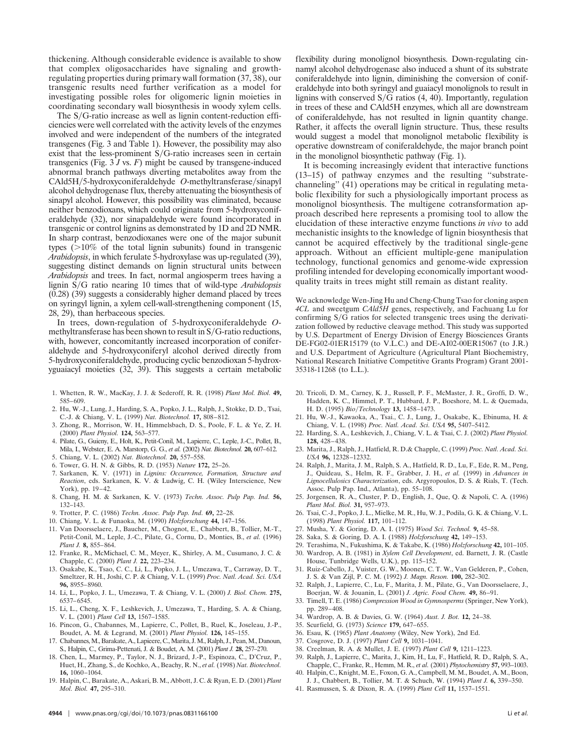thickening. Although considerable evidence is available to show that complex oligosaccharides have signaling and growth-regulating properties during primary wall formation (37, 38), our transgenic results need further verification as a model for investigating possible roles for oligomeric lignin moieties in coordinating secondary wall biosynthesis in woody xylem cells.

The S/G-ratio increase as well as lignin content-reduction efficiencies were well correlated with the activity levels of the enzymes involved and were independent of the numbers of the integrated transgenes (Fig. 3 and Table 1). However, the possibility may also exist that the less-prominent S/G-ratio increases seen in certain transgenics (Fig. 3 *J* vs. *F*) might be caused by transgene-induced abnormal branch pathways diverting metabolites away from the CAld5H/5-hydroxyconiferaldehyde *O*-methyltransferase/sinapyl alcohol dehydrogenase flux, thereby attenuating the biosynthesis of sinapyl alcohol. However, this possibility was eliminated, because neither benzodioxans, which could originate from 5-hydroxyconiferaldehyde (32), nor sinapaldehyde were found incorporated in transgenic or control lignins as demonstrated by 1D and 2D NMR. In sharp contrast, benzodioxanes were one of the major subunit types (>10% of the total lignin subunits) found in transgenic *Arabidopsis*, in which ferulate 5-hydroxylase was up-regulated (39), suggesting distinct demands on lignin structural units between *Arabidopsis* and trees. In fact, normal angiosperm trees having a lignin S/G ratio nearing 10 times that of wild-type *Arabidopsis* (0.28) (39) suggests a considerably higher demand placed by trees on syringyl lignin, a xylem cell-wall-strengthening component (15, 28, 29), than herbaceous species.

In trees, down-regulation of 5-hydroxyconiferaldehyde *O*-methyltransferase has been shown to result in S/G-ratio reductions, with, however, concomitantly increased incorporation of coniferaldehyde and 5-hydroxyconiferyl alcohol derived directly from 5-hydroxyconiferaldehyde, producing cyclic benzodioxan 5-hydroxyguaiacyl moieties (32, 39). This suggests a certain metabolic flexibility during monolignol biosynthesis. Down-regulating cinnamyl alcohol dehydrogenase also induced a shunt of its substrate coniferaldehyde into lignin, diminishing the conversion of coniferaldehyde into both syringyl and guaiacyl monolignols to result in lignins with conserved S/G ratios (4, 40). Importantly, regulation in trees of these and CAld5H enzymes, which all are downstream of coniferaldehyde, has not resulted in lignin quantity change. Rather, it affects the overall lignin structure. Thus, these results would suggest a model that monolignol metabolic flexibility is operative downstream of coniferaldehyde, the major branch point in the monolignol biosynthetic pathway (Fig. 1).

It is becoming increasingly evident that interactive functions (13–15) of pathway enzymes and the resulting "substrate-channeling" (41) operations may be critical in regulating metabolic flexibility for such a physiologically important process as monolignol biosynthesis. The multigene cotransformation approach described here represents a promising tool to allow the elucidation of these interactive enzyme functions *in vivo* to add mechanistic insights to the knowledge of lignin biosynthesis that cannot be acquired effectively by the traditional single-gene approach. Without an efficient multiple-gene manipulation technology, functional genomics and genome-wide expression profiling intended for developing economically important wood-quality traits in trees might still remain as distant reality.

We acknowledge Wen-Jing Hu and Cheng-Chung Tsao for cloning aspen *4CL* and sweetgum *CAld5H* genes, respectively, and Fachuang Lu for confirming S/G ratios for selected transgenic trees using the derivatization followed by reductive cleavage method. This study was supported by U.S. Department of Energy Division of Energy Biosciences Grants DE-FG02-01ER15179 (to V.L.C.) and DE-AI02-00ER15067 (to J.R.) and U.S. Department of Agriculture (Agricultural Plant Biochemistry, National Research Initiative Competitive Grants Program) Grant 2001-35318-11268 (to L.L.).

1. Whetten, R. W., MacKay, J. J. & Sederoff, R. R. (1998) *Plant Mol. Biol.* **49,** 585–609.
2. Hu, W.-J., Lung, J., Harding, S. A., Popko, J. L., Ralph, J., Stokke, D. D., Tsai, C.-J. & Chiang, V. L. (1999) *Nat. Biotechnol.* **17,** 808–812.
3. Zhong, R., Morrison, W. H., Himmelsbach, D. S., Poole, F. L. & Ye, Z. H. (2000) *Plant Physiol.* **124,** 563–577.
4. Pilate, G., Guieny, E., Holt, K., Petit-Conil, M., Lapierre, C., Leple, J.-C., Pollet, B., Mila, I., Webster, E. A. Marstorp, G. G., *et al.* (2002) *Nat. Biotechnol.* **20,** 607–612.
5. Chiang, V. L. (2002) *Nat. Biotechnol.* **20,** 557–558.
6. Tower, G. H. N. & Gibbs, R. D. (1953) *Nature* **172,** 25–26.
7. Sarkanen, K. V. (1971) in *Lignins: Occurrence, Formation, Structure and Reaction*, eds. Sarkanen, K. V. & Ludwig, C. H. (Wiley Interscience, New York), pp. 19–42.
8. Chang, H. M. & Sarkanen, K. V. (1973) *Techn. Assoc. Pulp Pap. Ind.* **56,** 132–143.
9. Trotter, P. C. (1986) *Techn. Assoc. Pulp Pap. Ind.* **69,** 22–28.
10. Chiang, V. L. & Funaoka, M. (1990) *Holzforschung* **44,** 147–156.
11. Van Doorsselaere, J., Baucher, M., Chognot, E., Chabbert, B., Tollier, M.-T., Petit-Conil, M., Leple, J.-C., Pilate, G., Cornu, D., Monties, B., *et al.* (1996) *Plant J.* **8,** 855–864.
12. Franke, R., McMichael, C. M., Meyer, K., Shirley, A. M., Cusumano, J. C. & Chapple, C. (2000) *Plant J.* **22,** 223–234.
13. Osakabe, K., Tsao, C. C., Li, L., Popko, J. L., Umezawa, T., Carraway, D. T., Smeltzer, R. H., Joshi, C. P. & Chiang, V. L. (1999) *Proc. Natl. Acad. Sci. USA* **96,** 8955–8960.
14. Li, L., Popko, J. L., Umezawa, T. & Chiang, V. L. (2000) *J. Biol. Chem.* **275,** 6537–6545.
15. Li, L., Cheng, X. F., Leshkevich, J., Umezawa, T., Harding, S. A. & Chiang, V. L. (2001) *Plant Cell* **13,** 1567–1585.
16. Pincon, G., Chabannes, M., Lapierre, C., Pollet, B., Ruel, K., Joseleau, J.-P., Boudet, A. M. & Legrand, M. (2001) *Plant Physiol.* **126,** 145–155.
17. Chabannes, M., Barakate, A., Lapieere, C., Marita, J. M., Ralph, J., Pean, M., Danoun, S., Halpin, C., Grima-Pettenati, J. & Boudet, A. M. (2001) *Plant J.* **28,** 257–270.
18. Chen, L., Marmey, P., Taylor, N. J., Brizard, J.-P., Espinoza, C., D'Cruz, P., Huet, H., Zhang, S., de Kochko, A., Beachy, R. N., *et al.* (1998) *Nat. Biotechnol.* **16,** 1060–1064.
19. Halpin, C., Barakate, A., Askari, B. M., Abbott, J. C. & Ryan, E. D. (2001) *Plant Mol. Biol.* **47,** 295–310.
20. Tricoli, D. M., Carney, K. J., Russell, P. F., McMaster, J. R., Groffi, D. W., Hadden, K. C., Himmel, P. T., Hubbard, J. P., Boeshore, M. L. & Quemada, H. D. (1995) *Bio/Technology* **13,** 1458–1473.
21. Hu, W.-J., Kawaoka, A., Tsai., C. J., Lung, J., Osakabe, K., Ebinuma, H. & Chiang, V. L. (1998) *Proc. Natl. Acad. Sci. USA* **95,** 5407–5412.
22. Harding, S. A., Leshkevich, J., Chiang, V. L. & Tsai, C. J. (2002) *Plant Physiol.* **128,** 428–438.
23. Marita, J., Ralph, J., Hatfield, R. D.& Chapple, C. (1999) *Proc. Natl. Acad. Sci. USA* **96,** 12328–12332.
24. Ralph, J., Marita, J. M., Ralph, S. A., Hatfield, R. D., Lu, F., Ede, R. M., Peng, J., Quideau, S., Helm, R. F., Grabber, J. H., *et al.* (1999) in *Advances in Lignocellulosics Characterization*, eds. Argyropoulos, D. S. & Rials, T. (Tech. Assoc. Pulp Pap. Ind., Atlanta), pp. 55–108.
25. Jorgensen, R. A., Cluster, P. D., English, J., Que, Q. & Napoli, C. A. (1996) *Plant Mol. Biol.* **31,** 957–973.
26. Tsai, C.-J., Popko, J. L., Mielke, M. R., Hu, W. J., Podila, G. K. & Chiang, V. L. (1998) *Plant Physiol.* **117,** 101–112.
27. Musha, Y. & Goring, D. A. I. (1975) *Wood Sci. Technol.* **9,** 45–58.
28. Saka, S. & Goring, D. A. I. (1988) *Holzforschung* **42,** 149–153.
29. Terashima, N., Fukushima, K. & Takabe, K. (1986) *Holzforschung* **42,** 101–105.
30. Wardrop, A. B. (1981) in *Xylem Cell Development*, ed. Barnett, J. R. (Castle House, Tunbridge Wells, U.K.), pp. 115–152.
31. Ruiz-Cabello, J., Vuister, G. W., Moonen, C. T. W., Van Gelderen, P., Cohen, J. S. & Van Zijl, P. C. M. (1992) *J. Magn. Reson.* **100,** 282–302.
32. Ralph, J., Lapierre, C., Lu, F., Marita, J. M., Pilate, G., Van Doorsselaere, J., Boerjan, W. & Jouanin, L. (2001) *J. Agric. Food Chem.* **49,** 86–91.
33. Timell, T. E. (1986) *Compression Wood in Gymnosperms* (Springer, New York), pp. 289–408.
34. Wardrop, A. B. & Davies, G. W. (1964) *Aust. J. Bot.* **12,** 24–38.
35. Scurfield, G. (1973) *Science* **179,** 647–655.
36. Esau, K. (1965) *Plant Anatomy* (Wiley, New York), 2nd Ed.
37. Cosgrove, D. J. (1997) *Plant Cell* **9,** 1031–1041.
38. Creelman, R. A. & Mullet, J. E. (1997) *Plant Cell* **9,** 1211–1223.
39. Ralph, J., Lapierre, C., Marita, J., Kim, H., Lu, F., Hatfield, R. D., Ralph, S. A., Chapple, C., Franke, R., Hemm, M. R., *et al.* (2001) *Phytochemistry* **57,** 993–1003.
40. Halpin, C., Knight, M. E., Foxon, G. A., Campbell, M. M., Boudet, A. M., Boon, J. J., Chabbert, B., Tollier, M. T. & Schuch, W. (1994) *Plant J.* **6,** 339–350.
41. Rasmussen, S. & Dixon, R. A. (1999) *Plant Cell* **11,** 1537–1551.